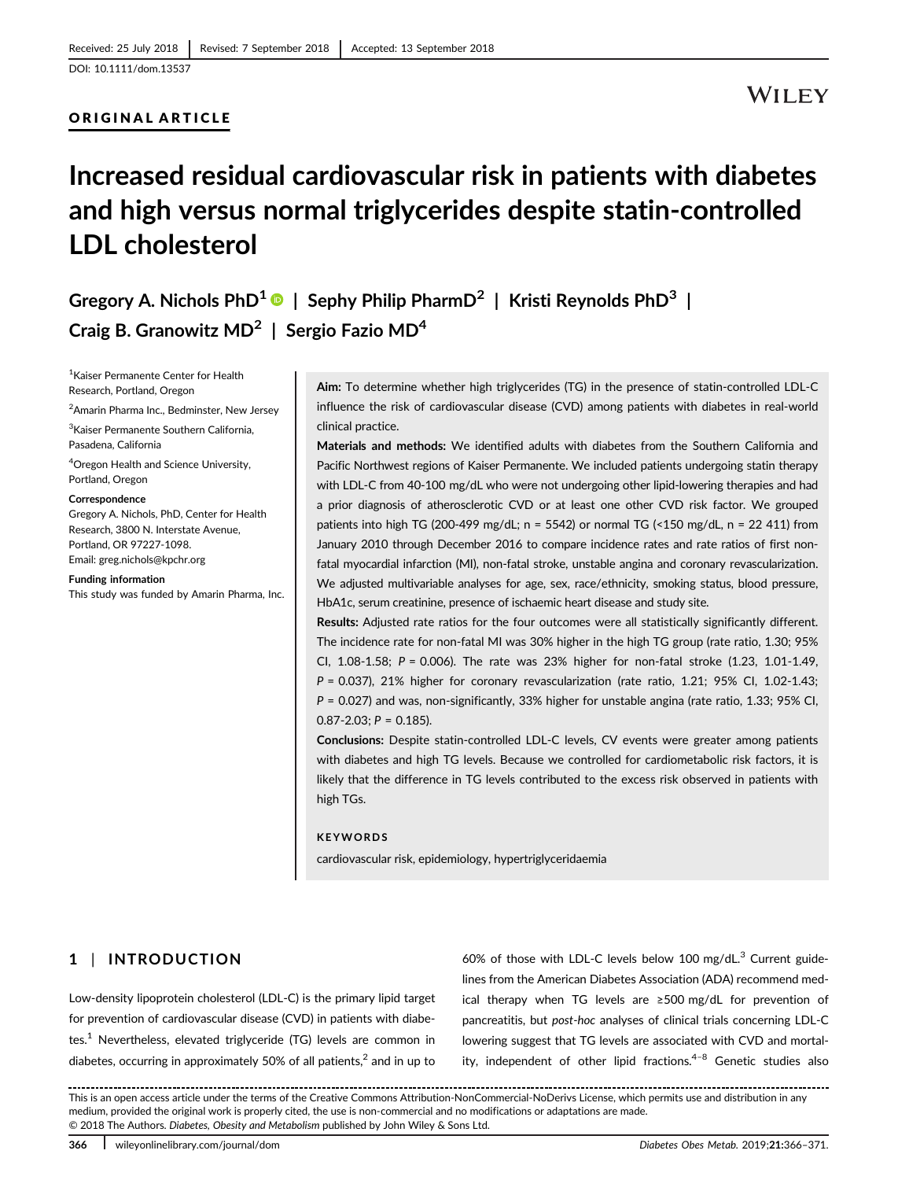Received: 25 July 2018 | Revised: 7 September 2018 | Accepted: 13 September 2018

DOI: 10.1111/dom.13537

ORIGINAL ARTICLE

# Increased residual cardiovascular risk in patients with diabetes and high versus normal triglycerides despite statin-controlled LDL cholesterol

Gregory A. Nichols PhD[1] | Sephy Philip PharmD[2] | Kristi Reynolds PhD[3] | Craig B. Granowitz MD[2] | Sergio Fazio MD[4]

[1]Kaiser Permanente Center for Health Research, Portland, Oregon

[2]Amarin Pharma Inc., Bedminster, New Jersey

[3]Kaiser Permanente Southern California, Pasadena, California

[4]Oregon Health and Science University, Portland, Oregon

**Correspondence**
Gregory A. Nichols, PhD, Center for Health Research, 3800 N. Interstate Avenue, Portland, OR 97227-1098.
Email: greg.nichols@kpchr.org

**Funding information**
This study was funded by Amarin Pharma, Inc.

**Aim:** To determine whether high triglycerides (TG) in the presence of statin-controlled LDL-C influence the risk of cardiovascular disease (CVD) among patients with diabetes in real-world clinical practice.

**Materials and methods:** We identified adults with diabetes from the Southern California and Pacific Northwest regions of Kaiser Permanente. We included patients undergoing statin therapy with LDL-C from 40-100 mg/dL who were not undergoing other lipid-lowering therapies and had a prior diagnosis of atherosclerotic CVD or at least one other CVD risk factor. We grouped patients into high TG (200-499 mg/dL; n = 5542) or normal TG (<150 mg/dL, n = 22 411) from January 2010 through December 2016 to compare incidence rates and rate ratios of first non-fatal myocardial infarction (MI), non-fatal stroke, unstable angina and coronary revascularization. We adjusted multivariable analyses for age, sex, race/ethnicity, smoking status, blood pressure, HbA1c, serum creatinine, presence of ischaemic heart disease and study site.

**Results:** Adjusted rate ratios for the four outcomes were all statistically significantly different. The incidence rate for non-fatal MI was 30% higher in the high TG group (rate ratio, 1.30; 95% CI, 1.08-1.58; *P* = 0.006). The rate was 23% higher for non-fatal stroke (1.23, 1.01-1.49, *P* = 0.037), 21% higher for coronary revascularization (rate ratio, 1.21; 95% CI, 1.02-1.43; *P* = 0.027) and was, non-significantly, 33% higher for unstable angina (rate ratio, 1.33; 95% CI, 0.87-2.03; *P* = 0.185).

**Conclusions:** Despite statin-controlled LDL-C levels, CV events were greater among patients with diabetes and high TG levels. Because we controlled for cardiometabolic risk factors, it is likely that the difference in TG levels contributed to the excess risk observed in patients with high TGs.

**KEYWORDS**

cardiovascular risk, epidemiology, hypertriglyceridaemia

## 1 | INTRODUCTION

Low-density lipoprotein cholesterol (LDL-C) is the primary lipid target for prevention of cardiovascular disease (CVD) in patients with diabetes.[1] Nevertheless, elevated triglyceride (TG) levels are common in diabetes, occurring in approximately 50% of all patients,[2] and in up to 60% of those with LDL-C levels below 100 mg/dL.[3] Current guidelines from the American Diabetes Association (ADA) recommend medical therapy when TG levels are ≥500 mg/dL for prevention of pancreatitis, but *post-hoc* analyses of clinical trials concerning LDL-C lowering suggest that TG levels are associated with CVD and mortality, independent of other lipid fractions.[4–8] Genetic studies also

This is an open access article under the terms of the Creative Commons Attribution-NonCommercial-NoDerivs License, which permits use and distribution in any medium, provided the original work is properly cited, the use is non-commercial and no modifications or adaptations are made.
© 2018 The Authors. *Diabetes, Obesity and Metabolism* published by John Wiley & Sons Ltd.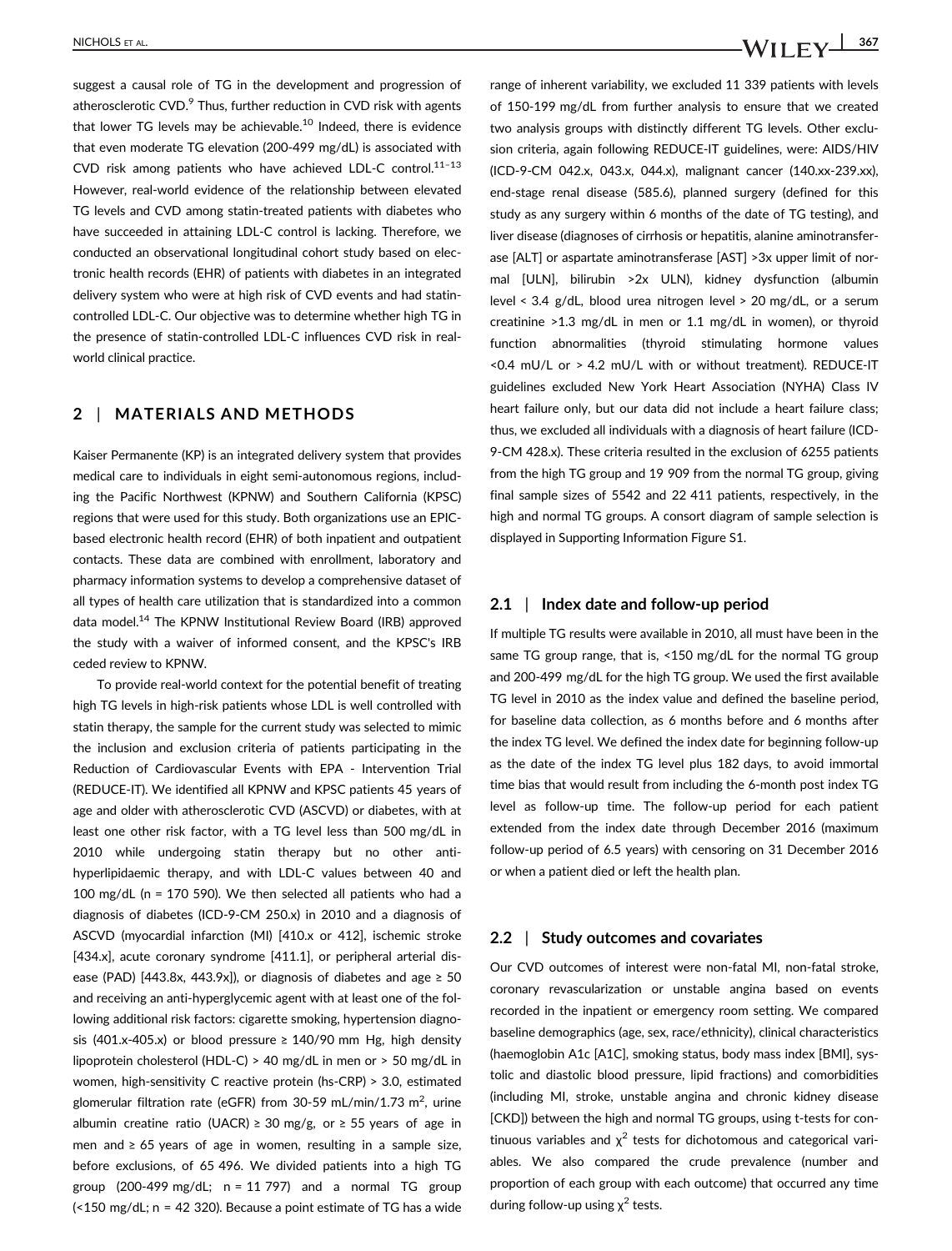suggest a causal role of TG in the development and progression of atherosclerotic CVD.[9] Thus, further reduction in CVD risk with agents that lower TG levels may be achievable.[10] Indeed, there is evidence that even moderate TG elevation (200-499 mg/dL) is associated with CVD risk among patients who have achieved LDL-C control.[11–13] However, real-world evidence of the relationship between elevated TG levels and CVD among statin-treated patients with diabetes who have succeeded in attaining LDL-C control is lacking. Therefore, we conducted an observational longitudinal cohort study based on electronic health records (EHR) of patients with diabetes in an integrated delivery system who were at high risk of CVD events and had statin-controlled LDL-C. Our objective was to determine whether high TG in the presence of statin-controlled LDL-C influences CVD risk in real-world clinical practice.

## 2 | MATERIALS AND METHODS

Kaiser Permanente (KP) is an integrated delivery system that provides medical care to individuals in eight semi-autonomous regions, including the Pacific Northwest (KPNW) and Southern California (KPSC) regions that were used for this study. Both organizations use an EPIC-based electronic health record (EHR) of both inpatient and outpatient contacts. These data are combined with enrollment, laboratory and pharmacy information systems to develop a comprehensive dataset of all types of health care utilization that is standardized into a common data model.[14] The KPNW Institutional Review Board (IRB) approved the study with a waiver of informed consent, and the KPSC's IRB ceded review to KPNW.

To provide real-world context for the potential benefit of treating high TG levels in high-risk patients whose LDL is well controlled with statin therapy, the sample for the current study was selected to mimic the inclusion and exclusion criteria of patients participating in the Reduction of Cardiovascular Events with EPA - Intervention Trial (REDUCE-IT). We identified all KPNW and KPSC patients 45 years of age and older with atherosclerotic CVD (ASCVD) or diabetes, with at least one other risk factor, with a TG level less than 500 mg/dL in 2010 while undergoing statin therapy but no other anti-hyperlipidaemic therapy, and with LDL-C values between 40 and 100 mg/dL (n = 170 590). We then selected all patients who had a diagnosis of diabetes (ICD-9-CM 250.x) in 2010 and a diagnosis of ASCVD (myocardial infarction (MI) [410.x or 412], ischemic stroke [434.x], acute coronary syndrome [411.1], or peripheral arterial disease (PAD) [443.8x, 443.9x]), or diagnosis of diabetes and age ≥ 50 and receiving an anti-hyperglycemic agent with at least one of the following additional risk factors: cigarette smoking, hypertension diagnosis (401.x-405.x) or blood pressure ≥ 140/90 mm Hg, high density lipoprotein cholesterol (HDL-C) > 40 mg/dL in men or > 50 mg/dL in women, high-sensitivity C reactive protein (hs-CRP) > 3.0, estimated glomerular filtration rate (eGFR) from 30-59 mL/min/1.73 $m^2$, urine albumin creatine ratio (UACR) ≥ 30 mg/g, or ≥ 55 years of age in men and ≥ 65 years of age in women, resulting in a sample size, before exclusions, of 65 496. We divided patients into a high TG group (200-499 mg/dL; n = 11 797) and a normal TG group (<150 mg/dL; n = 42 320). Because a point estimate of TG has a wide range of inherent variability, we excluded 11 339 patients with levels of 150-199 mg/dL from further analysis to ensure that we created two analysis groups with distinctly different TG levels. Other exclusion criteria, again following REDUCE-IT guidelines, were: AIDS/HIV (ICD-9-CM 042.x, 043.x, 044.x), malignant cancer (140.xx-239.xx), end-stage renal disease (585.6), planned surgery (defined for this study as any surgery within 6 months of the date of TG testing), and liver disease (diagnoses of cirrhosis or hepatitis, alanine aminotransferase [ALT] or aspartate aminotransferase [AST] >3x upper limit of normal [ULN], bilirubin >2x ULN), kidney dysfunction (albumin level < 3.4 g/dL, blood urea nitrogen level > 20 mg/dL, or a serum creatinine >1.3 mg/dL in men or 1.1 mg/dL in women), or thyroid function abnormalities (thyroid stimulating hormone values <0.4 mU/L or > 4.2 mU/L with or without treatment). REDUCE-IT guidelines excluded New York Heart Association (NYHA) Class IV heart failure only, but our data did not include a heart failure class; thus, we excluded all individuals with a diagnosis of heart failure (ICD-9-CM 428.x). These criteria resulted in the exclusion of 6255 patients from the high TG group and 19 909 from the normal TG group, giving final sample sizes of 5542 and 22 411 patients, respectively, in the high and normal TG groups. A consort diagram of sample selection is displayed in Supporting Information Figure S1.

### 2.1 | Index date and follow-up period

If multiple TG results were available in 2010, all must have been in the same TG group range, that is, <150 mg/dL for the normal TG group and 200-499 mg/dL for the high TG group. We used the first available TG level in 2010 as the index value and defined the baseline period, for baseline data collection, as 6 months before and 6 months after the index TG level. We defined the index date for beginning follow-up as the date of the index TG level plus 182 days, to avoid immortal time bias that would result from including the 6-month post index TG level as follow-up time. The follow-up period for each patient extended from the index date through December 2016 (maximum follow-up period of 6.5 years) with censoring on 31 December 2016 or when a patient died or left the health plan.

### 2.2 | Study outcomes and covariates

Our CVD outcomes of interest were non-fatal MI, non-fatal stroke, coronary revascularization or unstable angina based on events recorded in the inpatient or emergency room setting. We compared baseline demographics (age, sex, race/ethnicity), clinical characteristics (haemoglobin A1c [A1C], smoking status, body mass index [BMI], systolic and diastolic blood pressure, lipid fractions) and comorbidities (including MI, stroke, unstable angina and chronic kidney disease [CKD]) between the high and normal TG groups, using t-tests for continuous variables and $\chi^2$ tests for dichotomous and categorical variables. We also compared the crude prevalence (number and proportion of each group with each outcome) that occurred any time during follow-up using $\chi^2$ tests.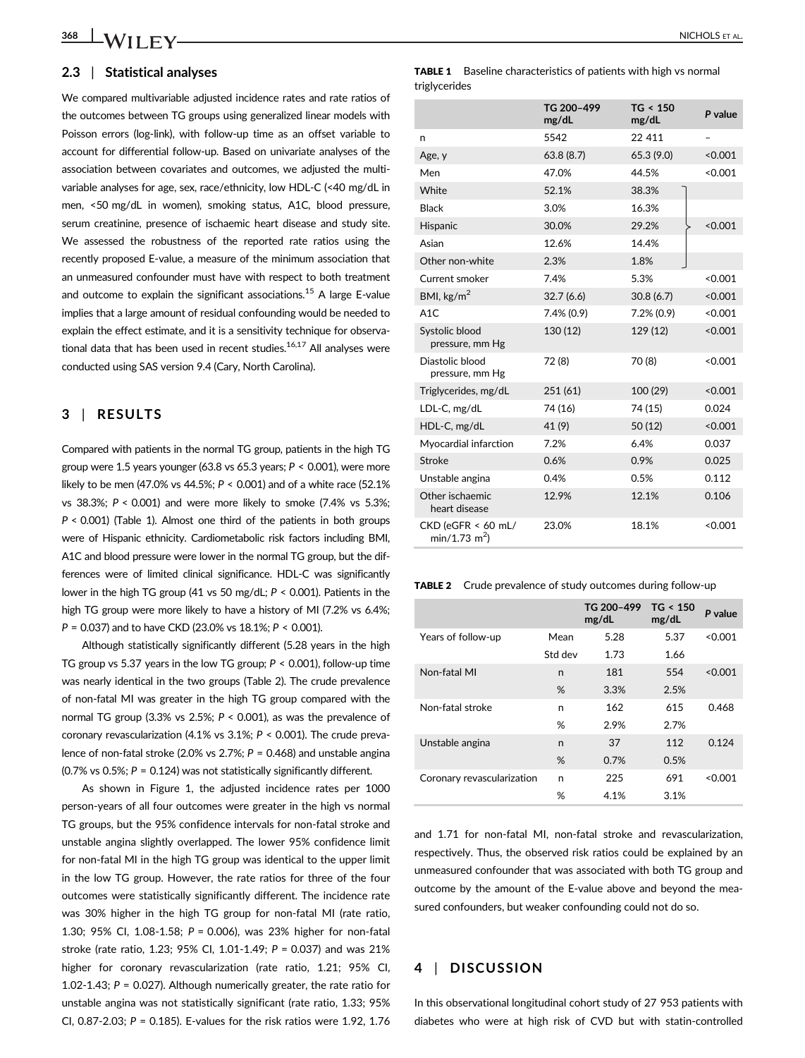### 2.3 | Statistical analyses

We compared multivariable adjusted incidence rates and rate ratios of the outcomes between TG groups using generalized linear models with Poisson errors (log-link), with follow-up time as an offset variable to account for differential follow-up. Based on univariate analyses of the association between covariates and outcomes, we adjusted the multivariable analyses for age, sex, race/ethnicity, low HDL-C (<40 mg/dL in men, <50 mg/dL in women), smoking status, A1C, blood pressure, serum creatinine, presence of ischaemic heart disease and study site. We assessed the robustness of the reported rate ratios using the recently proposed E-value, a measure of the minimum association that an unmeasured confounder must have with respect to both treatment and outcome to explain the significant associations.[15] A large E-value implies that a large amount of residual confounding would be needed to explain the effect estimate, and it is a sensitivity technique for observational data that has been used in recent studies.[16,17] All analyses were conducted using SAS version 9.4 (Cary, North Carolina).

## 3 | RESULTS

Compared with patients in the normal TG group, patients in the high TG group were 1.5 years younger (63.8 vs 65.3 years; *P* < 0.001), were more likely to be men (47.0% vs 44.5%; *P* < 0.001) and of a white race (52.1% vs 38.3%; *P* < 0.001) and were more likely to smoke (7.4% vs 5.3%; *P* < 0.001) (Table 1). Almost one third of the patients in both groups were of Hispanic ethnicity. Cardiometabolic risk factors including BMI, A1C and blood pressure were lower in the normal TG group, but the differences were of limited clinical significance. HDL-C was significantly lower in the high TG group (41 vs 50 mg/dL; *P* < 0.001). Patients in the high TG group were more likely to have a history of MI (7.2% vs 6.4%; *P* = 0.037) and to have CKD (23.0% vs 18.1%; *P* < 0.001).

Although statistically significantly different (5.28 years in the high TG group vs 5.37 years in the low TG group; *P* < 0.001), follow-up time was nearly identical in the two groups (Table 2). The crude prevalence of non-fatal MI was greater in the high TG group compared with the normal TG group (3.3% vs 2.5%; *P* < 0.001), as was the prevalence of coronary revascularization (4.1% vs 3.1%; *P* < 0.001). The crude prevalence of non-fatal stroke (2.0% vs 2.7%; *P* = 0.468) and unstable angina (0.7% vs 0.5%; *P* = 0.124) was not statistically significantly different.

As shown in Figure 1, the adjusted incidence rates per 1000 person-years of all four outcomes were greater in the high vs normal TG groups, but the 95% confidence intervals for non-fatal stroke and unstable angina slightly overlapped. The lower 95% confidence limit for non-fatal MI in the high TG group was identical to the upper limit in the low TG group. However, the rate ratios for three of the four outcomes were statistically significantly different. The incidence rate was 30% higher in the high TG group for non-fatal MI (rate ratio, 1.30; 95% CI, 1.08-1.58; *P* = 0.006), was 23% higher for non-fatal stroke (rate ratio, 1.23; 95% CI, 1.01-1.49; *P* = 0.037) and was 21% higher for coronary revascularization (rate ratio, 1.21; 95% CI, 1.02-1.43; *P* = 0.027). Although numerically greater, the rate ratio for unstable angina was not statistically significant (rate ratio, 1.33; 95% CI, 0.87-2.03; *P* = 0.185). E-values for the risk ratios were 1.92, 1.76 and 1.71 for non-fatal MI, non-fatal stroke and revascularization, respectively. Thus, the observed risk ratios could be explained by an unmeasured confounder that was associated with both TG group and outcome by the amount of the E-value above and beyond the measured confounders, but weaker confounding could not do so.

**TABLE 1** Baseline characteristics of patients with high vs normal triglycerides

| | TG 200–499 mg/dL | TG < 150 mg/dL | *P* value |
|---|---|---|---|
| n | 5542 | 22 411 | – |
| Age, y | 63.8 (8.7) | 65.3 (9.0) | <0.001 |
| Men | 47.0% | 44.5% | <0.001 |
| White | 52.1% | 38.3% | <0.001 |
| Black | 3.0% | 16.3% | |
| Hispanic | 30.0% | 29.2% | |
| Asian | 12.6% | 14.4% | |
| Other non-white | 2.3% | 1.8% | |
| Current smoker | 7.4% | 5.3% | <0.001 |
| BMI, kg/m$^2$ | 32.7 (6.6) | 30.8 (6.7) | <0.001 |
| A1C | 7.4% (0.9) | 7.2% (0.9) | <0.001 |
| Systolic blood pressure, mm Hg | 130 (12) | 129 (12) | <0.001 |
| Diastolic blood pressure, mm Hg | 72 (8) | 70 (8) | <0.001 |
| Triglycerides, mg/dL | 251 (61) | 100 (29) | <0.001 |
| LDL-C, mg/dL | 74 (16) | 74 (15) | 0.024 |
| HDL-C, mg/dL | 41 (9) | 50 (12) | <0.001 |
| Myocardial infarction | 7.2% | 6.4% | 0.037 |
| Stroke | 0.6% | 0.9% | 0.025 |
| Unstable angina | 0.4% | 0.5% | 0.112 |
| Other ischaemic heart disease | 12.9% | 12.1% | 0.106 |
| CKD (eGFR < 60 mL/min/1.73 m$^2$) | 23.0% | 18.1% | <0.001 |

**TABLE 2** Crude prevalence of study outcomes during follow-up

| | | TG 200–499 mg/dL | TG < 150 mg/dL | *P* value |
|---|---|---|---|---|
| Years of follow-up | Mean | 5.28 | 5.37 | <0.001 |
| | Std dev | 1.73 | 1.66 | |
| Non-fatal MI | n | 181 | 554 | <0.001 |
| | % | 3.3% | 2.5% | |
| Non-fatal stroke | n | 162 | 615 | 0.468 |
| | % | 2.9% | 2.7% | |
| Unstable angina | n | 37 | 112 | 0.124 |
| | % | 0.7% | 0.5% | |
| Coronary revascularization | n | 225 | 691 | <0.001 |
| | % | 4.1% | 3.1% | |

## 4 | DISCUSSION

In this observational longitudinal cohort study of 27 953 patients with diabetes who were at high risk of CVD but with statin-controlled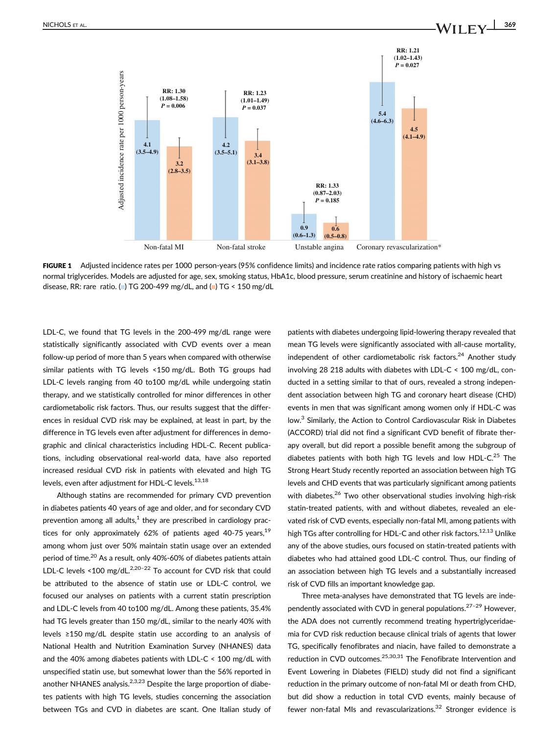FIGURE 1 Adjusted incidence rates per 1000 person-years (95% confidence limits) and incidence rate ratios comparing patients with high vs normal triglycerides. Models are adjusted for age, sex, smoking status, HbA1c, blood pressure, serum creatinine and history of ischaemic heart disease, RR: rare ratio. (■) TG 200-499 mg/dL, and (■) TG < 150 mg/dL

LDL-C, we found that TG levels in the 200-499 mg/dL range were statistically significantly associated with CVD events over a mean follow-up period of more than 5 years when compared with otherwise similar patients with TG levels <150 mg/dL. Both TG groups had LDL-C levels ranging from 40 to100 mg/dL while undergoing statin therapy, and we statistically controlled for minor differences in other cardiometabolic risk factors. Thus, our results suggest that the differences in residual CVD risk may be explained, at least in part, by the difference in TG levels even after adjustment for differences in demographic and clinical characteristics including HDL-C. Recent publications, including observational real-world data, have also reported increased residual CVD risk in patients with elevated and high TG levels, even after adjustment for HDL-C levels.[13,18]

Although statins are recommended for primary CVD prevention in diabetes patients 40 years of age and older, and for secondary CVD prevention among all adults,[1] they are prescribed in cardiology practices for only approximately 62% of patients aged 40-75 years,[19] among whom just over 50% maintain statin usage over an extended period of time.[20] As a result, only 40%-60% of diabetes patients attain LDL-C levels <100 mg/dL.[2,20–22] To account for CVD risk that could be attributed to the absence of statin use or LDL-C control, we focused our analyses on patients with a current statin prescription and LDL-C levels from 40 to100 mg/dL. Among these patients, 35.4% had TG levels greater than 150 mg/dL, similar to the nearly 40% with levels ≥150 mg/dL despite statin use according to an analysis of National Health and Nutrition Examination Survey (NHANES) data and the 40% among diabetes patients with LDL-C < 100 mg/dL with unspecified statin use, but somewhat lower than the 56% reported in another NHANES analysis.[2,3,23] Despite the large proportion of diabetes patients with high TG levels, studies concerning the association between TGs and CVD in diabetes are scant. One Italian study of patients with diabetes undergoing lipid-lowering therapy revealed that mean TG levels were significantly associated with all-cause mortality, independent of other cardiometabolic risk factors.[24] Another study involving 28 218 adults with diabetes with LDL-C < 100 mg/dL, conducted in a setting similar to that of ours, revealed a strong independent association between high TG and coronary heart disease (CHD) events in men that was significant among women only if HDL-C was low.[3] Similarly, the Action to Control Cardiovascular Risk in Diabetes (ACCORD) trial did not find a significant CVD benefit of fibrate therapy overall, but did report a possible benefit among the subgroup of diabetes patients with both high TG levels and low HDL-C.[25] The Strong Heart Study recently reported an association between high TG levels and CHD events that was particularly significant among patients with diabetes.[26] Two other observational studies involving high-risk statin-treated patients, with and without diabetes, revealed an elevated risk of CVD events, especially non-fatal MI, among patients with high TGs after controlling for HDL-C and other risk factors.[12,13] Unlike any of the above studies, ours focused on statin-treated patients with diabetes who had attained good LDL-C control. Thus, our finding of an association between high TG levels and a substantially increased risk of CVD fills an important knowledge gap.

Three meta-analyses have demonstrated that TG levels are independently associated with CVD in general populations.[27–29] However, the ADA does not currently recommend treating hypertriglyceridaemia for CVD risk reduction because clinical trials of agents that lower TG, specifically fenofibrates and niacin, have failed to demonstrate a reduction in CVD outcomes.[25,30,31] The Fenofibrate Intervention and Event Lowering in Diabetes (FIELD) study did not find a significant reduction in the primary outcome of non-fatal MI or death from CHD, but did show a reduction in total CVD events, mainly because of fewer non-fatal MIs and revascularizations.[32] Stronger evidence is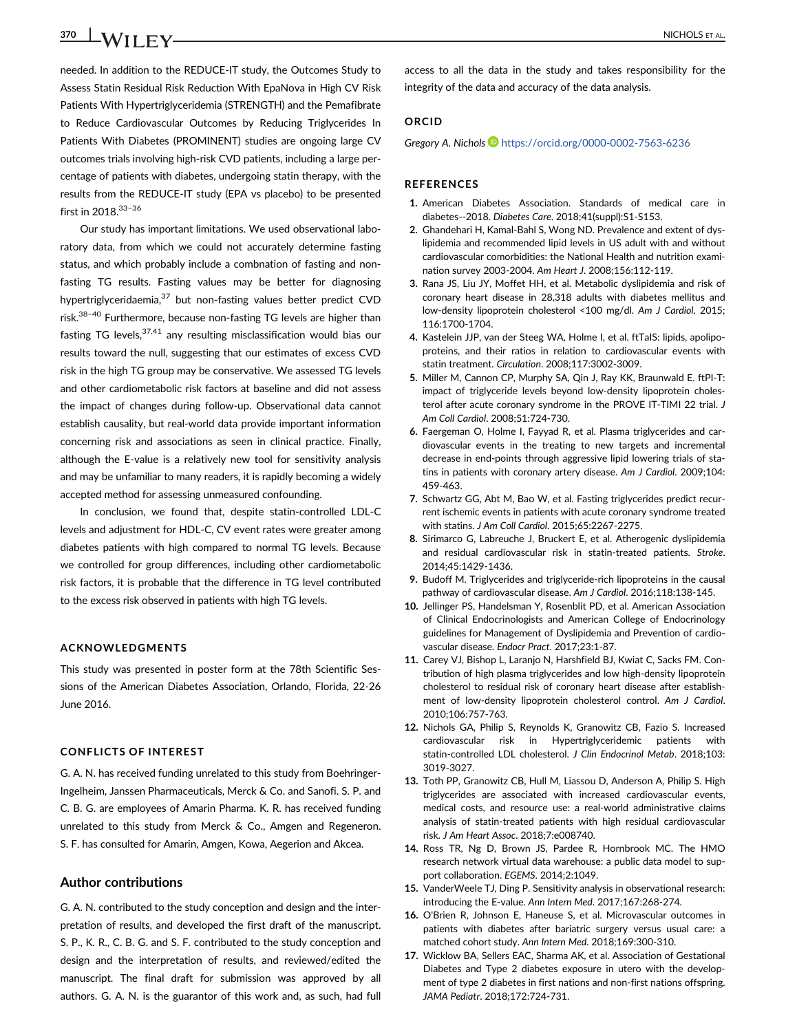needed. In addition to the REDUCE-IT study, the Outcomes Study to Assess Statin Residual Risk Reduction With EpaNova in High CV Risk Patients With Hypertriglyceridemia (STRENGTH) and the Pemafibrate to Reduce Cardiovascular Outcomes by Reducing Triglycerides In Patients With Diabetes (PROMINENT) studies are ongoing large CV outcomes trials involving high-risk CVD patients, including a large percentage of patients with diabetes, undergoing statin therapy, with the results from the REDUCE-IT study (EPA vs placebo) to be presented first in 2018.[33–36]

Our study has important limitations. We used observational laboratory data, from which we could not accurately determine fasting status, and which probably include a combnation of fasting and non-fasting TG results. Fasting values may be better for diagnosing hypertriglyceridaemia,[37] but non-fasting values better predict CVD risk.[38–40] Furthermore, because non-fasting TG levels are higher than fasting TG levels,[37,41] any resulting misclassification would bias our results toward the null, suggesting that our estimates of excess CVD risk in the high TG group may be conservative. We assessed TG levels and other cardiometabolic risk factors at baseline and did not assess the impact of changes during follow-up. Observational data cannot establish causality, but real-world data provide important information concerning risk and associations as seen in clinical practice. Finally, although the E-value is a relatively new tool for sensitivity analysis and may be unfamiliar to many readers, it is rapidly becoming a widely accepted method for assessing unmeasured confounding.

In conclusion, we found that, despite statin-controlled LDL-C levels and adjustment for HDL-C, CV event rates were greater among diabetes patients with high compared to normal TG levels. Because we controlled for group differences, including other cardiometabolic risk factors, it is probable that the difference in TG level contributed to the excess risk observed in patients with high TG levels.

## ACKNOWLEDGMENTS

This study was presented in poster form at the 78th Scientific Sessions of the American Diabetes Association, Orlando, Florida, 22-26 June 2016.

## CONFLICTS OF INTEREST

G. A. N. has received funding unrelated to this study from Boehringer-Ingelheim, Janssen Pharmaceuticals, Merck & Co. and Sanofi. S. P. and C. B. G. are employees of Amarin Pharma. K. R. has received funding unrelated to this study from Merck & Co., Amgen and Regeneron. S. F. has consulted for Amarin, Amgen, Kowa, Aegerion and Akcea.

## Author contributions

G. A. N. contributed to the study conception and design and the interpretation of results, and developed the first draft of the manuscript. S. P., K. R., C. B. G. and S. F. contributed to the study conception and design and the interpretation of results, and reviewed/edited the manuscript. The final draft for submission was approved by all authors. G. A. N. is the guarantor of this work and, as such, had full access to all the data in the study and takes responsibility for the integrity of the data and accuracy of the data analysis.

## ORCID

*Gregory A. Nichols* https://orcid.org/0000-0002-7563-6236

## REFERENCES

1. American Diabetes Association. Standards of medical care in diabetes--2018. *Diabetes Care*. 2018;41(suppl):S1-S153.
2. Ghandehari H, Kamal-Bahl S, Wong ND. Prevalence and extent of dyslipidemia and recommended lipid levels in US adult with and without cardiovascular comorbidities: the National Health and nutrition examination survey 2003-2004. *Am Heart J*. 2008;156:112-119.
3. Rana JS, Liu JY, Moffet HH, et al. Metabolic dyslipidemia and risk of coronary heart disease in 28,318 adults with diabetes mellitus and low-density lipoprotein cholesterol <100 mg/dl. *Am J Cardiol*. 2015; 116:1700-1704.
4. Kastelein JJP, van der Steeg WA, Holme I, et al. ftTaIS: lipids, apolipoproteins, and their ratios in relation to cardiovascular events with statin treatment. *Circulation*. 2008;117:3002-3009.
5. Miller M, Cannon CP, Murphy SA, Qin J, Ray KK, Braunwald E. ftPI-T: impact of triglyceride levels beyond low-density lipoprotein cholesterol after acute coronary syndrome in the PROVE IT-TIMI 22 trial. *J Am Coll Cardiol*. 2008;51:724-730.
6. Faergeman O, Holme I, Fayyad R, et al. Plasma triglycerides and cardiovascular events in the treating to new targets and incremental decrease in end-points through aggressive lipid lowering trials of statins in patients with coronary artery disease. *Am J Cardiol*. 2009;104: 459-463.
7. Schwartz GG, Abt M, Bao W, et al. Fasting triglycerides predict recurrent ischemic events in patients with acute coronary syndrome treated with statins. *J Am Coll Cardiol*. 2015;65:2267-2275.
8. Sirimarco G, Labreuche J, Bruckert E, et al. Atherogenic dyslipidemia and residual cardiovascular risk in statin-treated patients. *Stroke*. 2014;45:1429-1436.
9. Budoff M. Triglycerides and triglyceride-rich lipoproteins in the causal pathway of cardiovascular disease. *Am J Cardiol*. 2016;118:138-145.
10. Jellinger PS, Handelsman Y, Rosenblit PD, et al. American Association of Clinical Endocrinologists and American College of Endocrinology guidelines for Management of Dyslipidemia and Prevention of cardiovascular disease. *Endocr Pract*. 2017;23:1-87.
11. Carey VJ, Bishop L, Laranjo N, Harshfield BJ, Kwiat C, Sacks FM. Contribution of high plasma triglycerides and low high-density lipoprotein cholesterol to residual risk of coronary heart disease after establishment of low-density lipoprotein cholesterol control. *Am J Cardiol*. 2010;106:757-763.
12. Nichols GA, Philip S, Reynolds K, Granowitz CB, Fazio S. Increased cardiovascular risk in Hypertriglyceridemic patients with statin-controlled LDL cholesterol. *J Clin Endocrinol Metab*. 2018;103: 3019-3027.
13. Toth PP, Granowitz CB, Hull M, Liassou D, Anderson A, Philip S. High triglycerides are associated with increased cardiovascular events, medical costs, and resource use: a real-world administrative claims analysis of statin-treated patients with high residual cardiovascular risk. *J Am Heart Assoc*. 2018;7:e008740.
14. Ross TR, Ng D, Brown JS, Pardee R, Hornbrook MC. The HMO research network virtual data warehouse: a public data model to support collaboration. *EGEMS*. 2014;2:1049.
15. VanderWeele TJ, Ding P. Sensitivity analysis in observational research: introducing the E-value. *Ann Intern Med*. 2017;167:268-274.
16. O'Brien R, Johnson E, Haneuse S, et al. Microvascular outcomes in patients with diabetes after bariatric surgery versus usual care: a matched cohort study. *Ann Intern Med*. 2018;169:300-310.
17. Wicklow BA, Sellers EAC, Sharma AK, et al. Association of Gestational Diabetes and Type 2 diabetes exposure in utero with the development of type 2 diabetes in first nations and non-first nations offspring. *JAMA Pediatr*. 2018;172:724-731.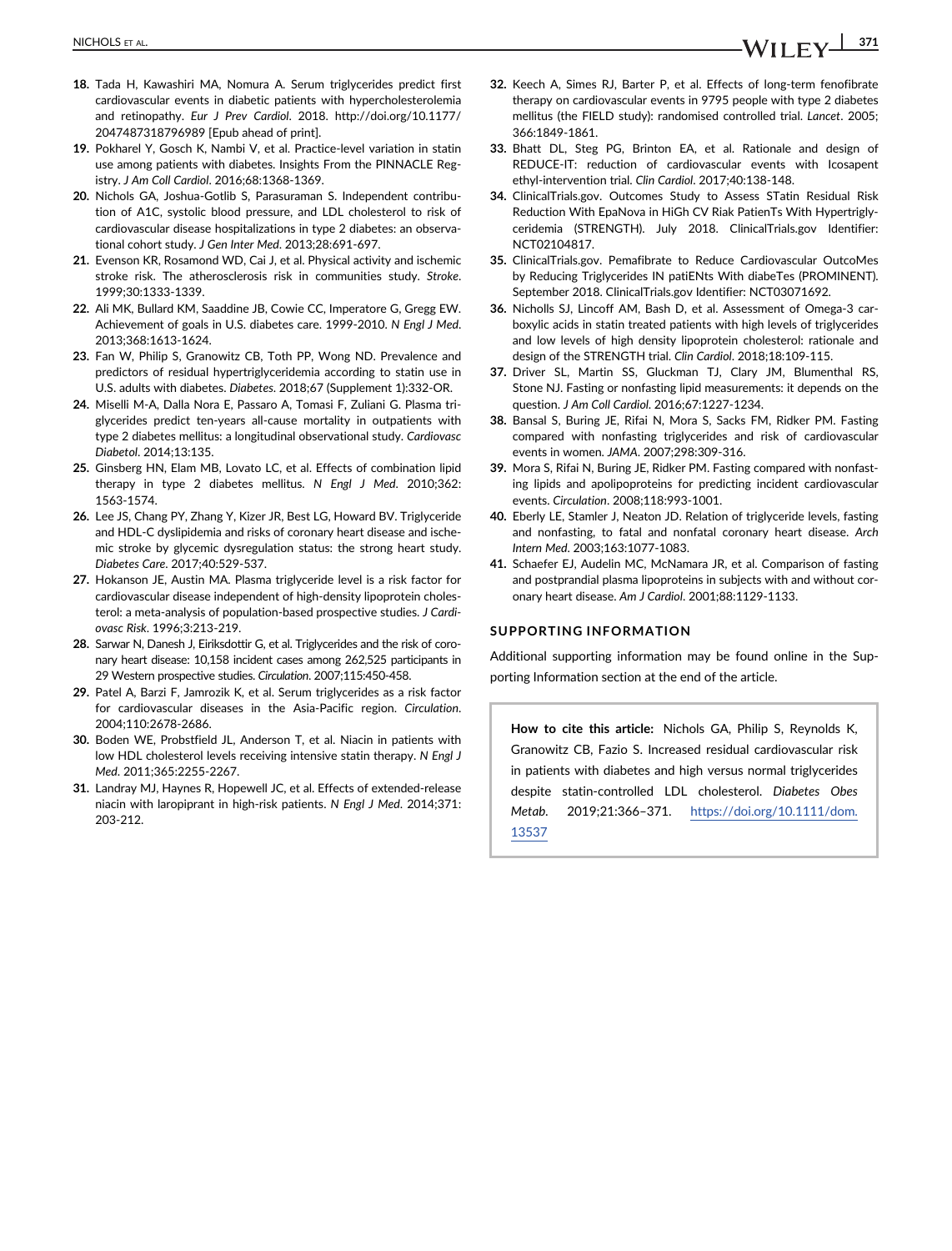18. Tada H, Kawashiri MA, Nomura A. Serum triglycerides predict first cardiovascular events in diabetic patients with hypercholesterolemia and retinopathy. *Eur J Prev Cardiol*. 2018. http://doi.org/10.1177/2047487318796989 [Epub ahead of print].
19. Pokharel Y, Gosch K, Nambi V, et al. Practice-level variation in statin use among patients with diabetes. Insights From the PINNACLE Registry. *J Am Coll Cardiol*. 2016;68:1368-1369.
20. Nichols GA, Joshua-Gotlib S, Parasuraman S. Independent contribution of A1C, systolic blood pressure, and LDL cholesterol to risk of cardiovascular disease hospitalizations in type 2 diabetes: an observational cohort study. *J Gen Inter Med*. 2013;28:691-697.
21. Evenson KR, Rosamond WD, Cai J, et al. Physical activity and ischemic stroke risk. The atherosclerosis risk in communities study. *Stroke*. 1999;30:1333-1339.
22. Ali MK, Bullard KM, Saaddine JB, Cowie CC, Imperatore G, Gregg EW. Achievement of goals in U.S. diabetes care. 1999-2010. *N Engl J Med*. 2013;368:1613-1624.
23. Fan W, Philip S, Granowitz CB, Toth PP, Wong ND. Prevalence and predictors of residual hypertriglyceridemia according to statin use in U.S. adults with diabetes. *Diabetes*. 2018;67 (Supplement 1):332-OR.
24. Miselli M-A, Dalla Nora E, Passaro A, Tomasi F, Zuliani G. Plasma triglycerides predict ten-years all-cause mortality in outpatients with type 2 diabetes mellitus: a longitudinal observational study. *Cardiovasc Diabetol*. 2014;13:135.
25. Ginsberg HN, Elam MB, Lovato LC, et al. Effects of combination lipid therapy in type 2 diabetes mellitus. *N Engl J Med*. 2010;362:1563-1574.
26. Lee JS, Chang PY, Zhang Y, Kizer JR, Best LG, Howard BV. Triglyceride and HDL-C dyslipidemia and risks of coronary heart disease and ischemic stroke by glycemic dysregulation status: the strong heart study. *Diabetes Care*. 2017;40:529-537.
27. Hokanson JE, Austin MA. Plasma triglyceride level is a risk factor for cardiovascular disease independent of high-density lipoprotein cholesterol: a meta-analysis of population-based prospective studies. *J Cardiovasc Risk*. 1996;3:213-219.
28. Sarwar N, Danesh J, Eiriksdottir G, et al. Triglycerides and the risk of coronary heart disease: 10,158 incident cases among 262,525 participants in 29 Western prospective studies. *Circulation*. 2007;115:450-458.
29. Patel A, Barzi F, Jamrozik K, et al. Serum triglycerides as a risk factor for cardiovascular diseases in the Asia-Pacific region. *Circulation*. 2004;110:2678-2686.
30. Boden WE, Probstfield JL, Anderson T, et al. Niacin in patients with low HDL cholesterol levels receiving intensive statin therapy. *N Engl J Med*. 2011;365:2255-2267.
31. Landray MJ, Haynes R, Hopewell JC, et al. Effects of extended-release niacin with laropiprant in high-risk patients. *N Engl J Med*. 2014;371:203-212.
32. Keech A, Simes RJ, Barter P, et al. Effects of long-term fenofibrate therapy on cardiovascular events in 9795 people with type 2 diabetes mellitus (the FIELD study): randomised controlled trial. *Lancet*. 2005;366:1849-1861.
33. Bhatt DL, Steg PG, Brinton EA, et al. Rationale and design of REDUCE-IT: reduction of cardiovascular events with Icosapent ethyl-intervention trial. *Clin Cardiol*. 2017;40:138-148.
34. ClinicalTrials.gov. Outcomes Study to Assess STatin Residual Risk Reduction With EpaNova in HiGh CV Riak PatienTs With Hypertriglyceridemia (STRENGTH). July 2018. ClinicalTrials.gov Identifier: NCT02104817.
35. ClinicalTrials.gov. Pemafibrate to Reduce Cardiovascular OutcoMes by Reducing Triglycerides IN patiENts With diabeTes (PROMINENT). September 2018. ClinicalTrials.gov Identifier: NCT03071692.
36. Nicholls SJ, Lincoff AM, Bash D, et al. Assessment of Omega-3 carboxylic acids in statin treated patients with high levels of triglycerides and low levels of high density lipoprotein cholesterol: rationale and design of the STRENGTH trial. *Clin Cardiol*. 2018;18:109-115.
37. Driver SL, Martin SS, Gluckman TJ, Clary JM, Blumenthal RS, Stone NJ. Fasting or nonfasting lipid measurements: it depends on the question. *J Am Coll Cardiol*. 2016;67:1227-1234.
38. Bansal S, Buring JE, Rifai N, Mora S, Sacks FM, Ridker PM. Fasting compared with nonfasting triglycerides and risk of cardiovascular events in women. *JAMA*. 2007;298:309-316.
39. Mora S, Rifai N, Buring JE, Ridker PM. Fasting compared with nonfasting lipids and apolipoproteins for predicting incident cardiovascular events. *Circulation*. 2008;118:993-1001.
40. Eberly LE, Stamler J, Neaton JD. Relation of triglyceride levels, fasting and nonfasting, to fatal and nonfatal coronary heart disease. *Arch Intern Med*. 2003;163:1077-1083.
41. Schaefer EJ, Audelin MC, McNamara JR, et al. Comparison of fasting and postprandial plasma lipoproteins in subjects with and without coronary heart disease. *Am J Cardiol*. 2001;88:1129-1133.

## SUPPORTING INFORMATION

Additional supporting information may be found online in the Supporting Information section at the end of the article.

**How to cite this article:** Nichols GA, Philip S, Reynolds K, Granowitz CB, Fazio S. Increased residual cardiovascular risk in patients with diabetes and high versus normal triglycerides despite statin-controlled LDL cholesterol. *Diabetes Obes Metab*. 2019;21:366–371. https://doi.org/10.1111/dom.13537